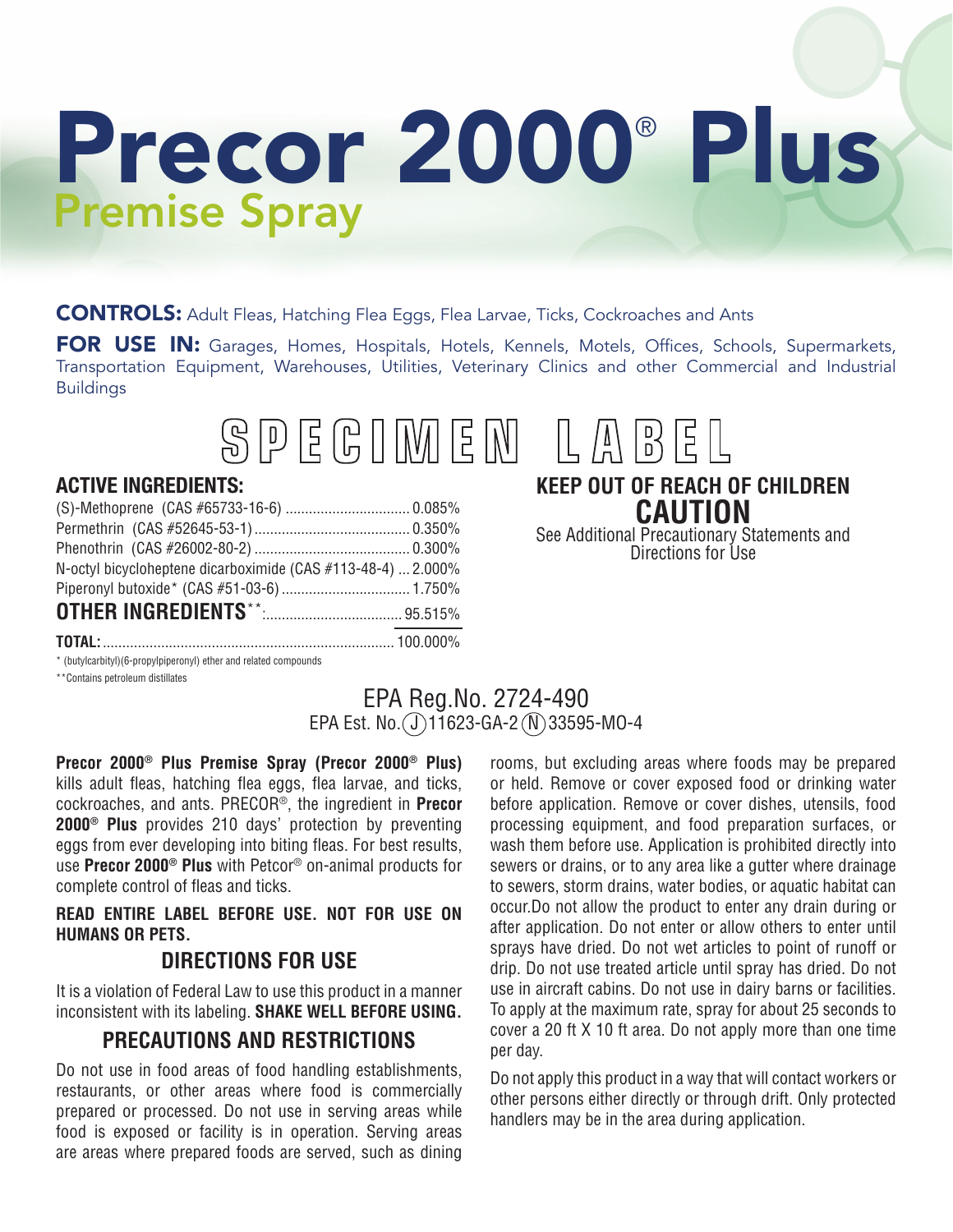# Precor 2000® Plus

## Premise Spray

**CONTROLS:** Adult Fleas, Hatching Flea Eggs, Flea Larvae, Ticks, Cockroaches and Ants

**FOR USE IN:** Garages, Homes, Hospitals, Hotels, Kennels, Motels, Offices, Schools, Supermarkets, Transportation Equipment, Warehouses, Utilities, Veterinary Clinics and other Commercial and Industrial Buildings

SPECIMEN LABEL

### ACTIVE INGREDIENTS:

| | |
|---|---|
| (S)-Methoprene (CAS #65733-16-6) | 0.085% |
| Permethrin (CAS #52645-53-1) | 0.350% |
| Phenothrin (CAS #26002-80-2) | 0.300% |
| N-octyl bicycloheptene dicarboximide (CAS #113-48-4) | 2.000% |
| Piperonyl butoxide* (CAS #51-03-6) | 1.750% |
| **OTHER INGREDIENTS****: | 95.515% |
| **TOTAL:** | 100.000% |

\* (butylcarbityl)(6-propylpiperonyl) ether and related compounds

**Contains petroleum distillates

**KEEP OUT OF REACH OF CHILDREN**

**CAUTION**

See Additional Precautionary Statements and Directions for Use

EPA Reg.No. 2724-490

EPA Est. No.(J)11623-GA-2 (N)33595-MO-4

**Precor 2000® Plus Premise Spray (Precor 2000® Plus)** kills adult fleas, hatching flea eggs, flea larvae, and ticks, cockroaches, and ants. PRECOR®, the ingredient in **Precor 2000® Plus** provides 210 days' protection by preventing eggs from ever developing into biting fleas. For best results, use **Precor 2000® Plus** with Petcor® on-animal products for complete control of fleas and ticks.

**READ ENTIRE LABEL BEFORE USE. NOT FOR USE ON HUMANS OR PETS.**

## DIRECTIONS FOR USE

It is a violation of Federal Law to use this product in a manner inconsistent with its labeling. **SHAKE WELL BEFORE USING.**

## PRECAUTIONS AND RESTRICTIONS

Do not use in food areas of food handling establishments, restaurants, or other areas where food is commercially prepared or processed. Do not use in serving areas while food is exposed or facility is in operation. Serving areas are areas where prepared foods are served, such as dining rooms, but excluding areas where foods may be prepared or held. Remove or cover exposed food or drinking water before application. Remove or cover dishes, utensils, food processing equipment, and food preparation surfaces, or wash them before use. Application is prohibited directly into sewers or drains, or to any area like a gutter where drainage to sewers, storm drains, water bodies, or aquatic habitat can occur.Do not allow the product to enter any drain during or after application. Do not enter or allow others to enter until sprays have dried. Do not wet articles to point of runoff or drip. Do not use treated article until spray has dried. Do not use in aircraft cabins. Do not use in dairy barns or facilities. To apply at the maximum rate, spray for about 25 seconds to cover a 20 ft X 10 ft area. Do not apply more than one time per day.

Do not apply this product in a way that will contact workers or other persons either directly or through drift. Only protected handlers may be in the area during application.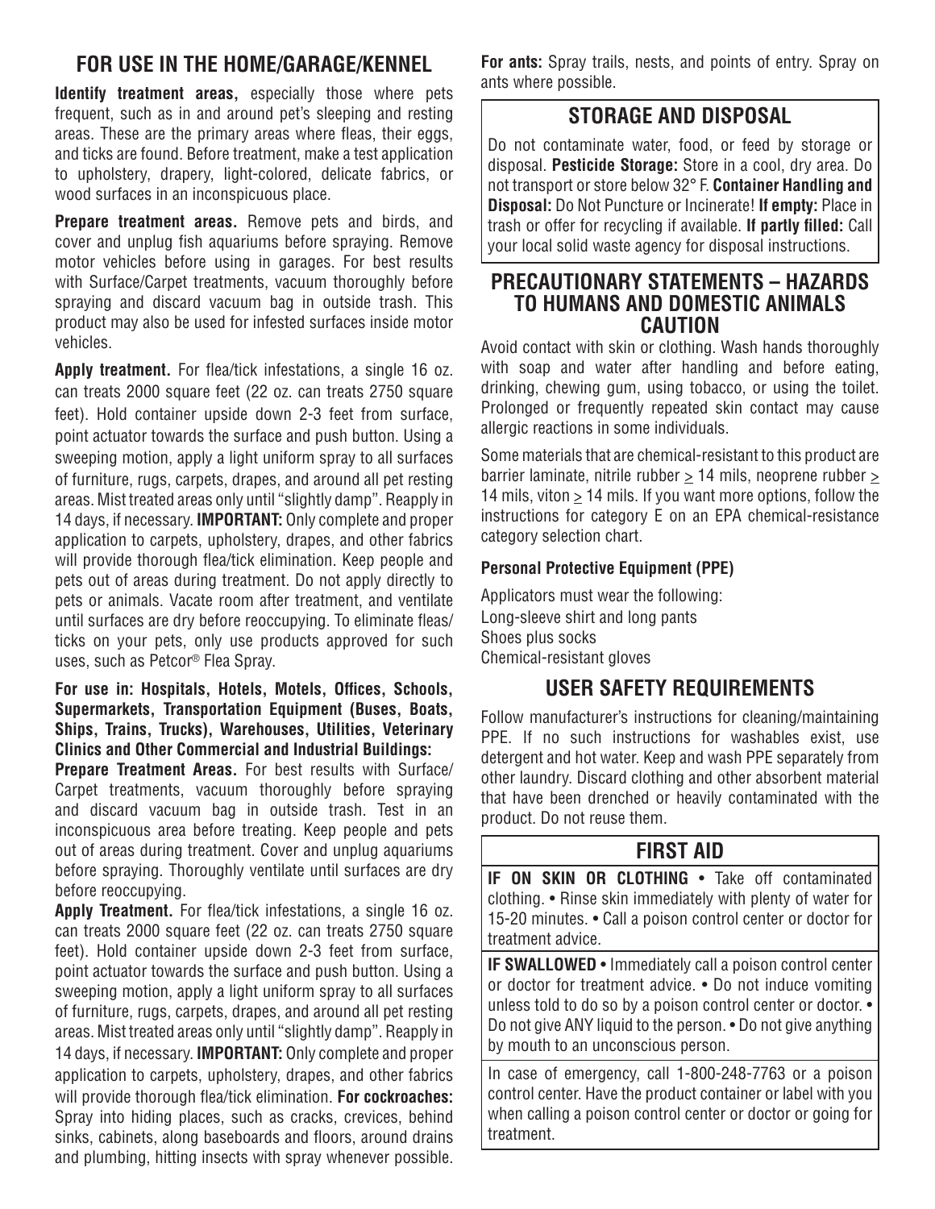## FOR USE IN THE HOME/GARAGE/KENNEL

**Identify treatment areas,** especially those where pets frequent, such as in and around pet's sleeping and resting areas. These are the primary areas where fleas, their eggs, and ticks are found. Before treatment, make a test application to upholstery, drapery, light-colored, delicate fabrics, or wood surfaces in an inconspicuous place.

**Prepare treatment areas.** Remove pets and birds, and cover and unplug fish aquariums before spraying. Remove motor vehicles before using in garages. For best results with Surface/Carpet treatments, vacuum thoroughly before spraying and discard vacuum bag in outside trash. This product may also be used for infested surfaces inside motor vehicles.

**Apply treatment.** For flea/tick infestations, a single 16 oz. can treats 2000 square feet (22 oz. can treats 2750 square feet). Hold container upside down 2-3 feet from surface, point actuator towards the surface and push button. Using a sweeping motion, apply a light uniform spray to all surfaces of furniture, rugs, carpets, drapes, and around all pet resting areas. Mist treated areas only until "slightly damp". Reapply in 14 days, if necessary. **IMPORTANT:** Only complete and proper application to carpets, upholstery, drapes, and other fabrics will provide thorough flea/tick elimination. Keep people and pets out of areas during treatment. Do not apply directly to pets or animals. Vacate room after treatment, and ventilate until surfaces are dry before reoccupying. To eliminate fleas/ticks on your pets, only use products approved for such uses, such as Petcor® Flea Spray.

**For use in: Hospitals, Hotels, Motels, Offices, Schools, Supermarkets, Transportation Equipment (Buses, Boats, Ships, Trains, Trucks), Warehouses, Utilities, Veterinary Clinics and Other Commercial and Industrial Buildings:**

**Prepare Treatment Areas.** For best results with Surface/Carpet treatments, vacuum thoroughly before spraying and discard vacuum bag in outside trash. Test in an inconspicuous area before treating. Keep people and pets out of areas during treatment. Cover and unplug aquariums before spraying. Thoroughly ventilate until surfaces are dry before reoccupying.

**Apply Treatment.** For flea/tick infestations, a single 16 oz. can treats 2000 square feet (22 oz. can treats 2750 square feet). Hold container upside down 2-3 feet from surface, point actuator towards the surface and push button. Using a sweeping motion, apply a light uniform spray to all surfaces of furniture, rugs, carpets, drapes, and around all pet resting areas. Mist treated areas only until "slightly damp". Reapply in 14 days, if necessary. **IMPORTANT:** Only complete and proper application to carpets, upholstery, drapes, and other fabrics will provide thorough flea/tick elimination. **For cockroaches:** Spray into hiding places, such as cracks, crevices, behind sinks, cabinets, along baseboards and floors, around drains and plumbing, hitting insects with spray whenever possible. **For ants:** Spray trails, nests, and points of entry. Spray on ants where possible.

## STORAGE AND DISPOSAL

Do not contaminate water, food, or feed by storage or disposal. **Pesticide Storage:** Store in a cool, dry area. Do not transport or store below 32° F. **Container Handling and Disposal:** Do Not Puncture or Incinerate! **If empty:** Place in trash or offer for recycling if available. **If partly filled:** Call your local solid waste agency for disposal instructions.

## PRECAUTIONARY STATEMENTS – HAZARDS TO HUMANS AND DOMESTIC ANIMALS CAUTION

Avoid contact with skin or clothing. Wash hands thoroughly with soap and water after handling and before eating, drinking, chewing gum, using tobacco, or using the toilet. Prolonged or frequently repeated skin contact may cause allergic reactions in some individuals.

Some materials that are chemical-resistant to this product are barrier laminate, nitrile rubber ≥ 14 mils, neoprene rubber ≥ 14 mils, viton ≥ 14 mils. If you want more options, follow the instructions for category E on an EPA chemical-resistance category selection chart.

#### Personal Protective Equipment (PPE)

Applicators must wear the following:
Long-sleeve shirt and long pants
Shoes plus socks
Chemical-resistant gloves

## USER SAFETY REQUIREMENTS

Follow manufacturer's instructions for cleaning/maintaining PPE. If no such instructions for washables exist, use detergent and hot water. Keep and wash PPE separately from other laundry. Discard clothing and other absorbent material that have been drenched or heavily contaminated with the product. Do not reuse them.

## FIRST AID

**IF ON SKIN OR CLOTHING** • Take off contaminated clothing. • Rinse skin immediately with plenty of water for 15-20 minutes. • Call a poison control center or doctor for treatment advice.

**IF SWALLOWED** • Immediately call a poison control center or doctor for treatment advice. • Do not induce vomiting unless told to do so by a poison control center or doctor. • Do not give ANY liquid to the person. • Do not give anything by mouth to an unconscious person.

In case of emergency, call 1-800-248-7763 or a poison control center. Have the product container or label with you when calling a poison control center or doctor or going for treatment.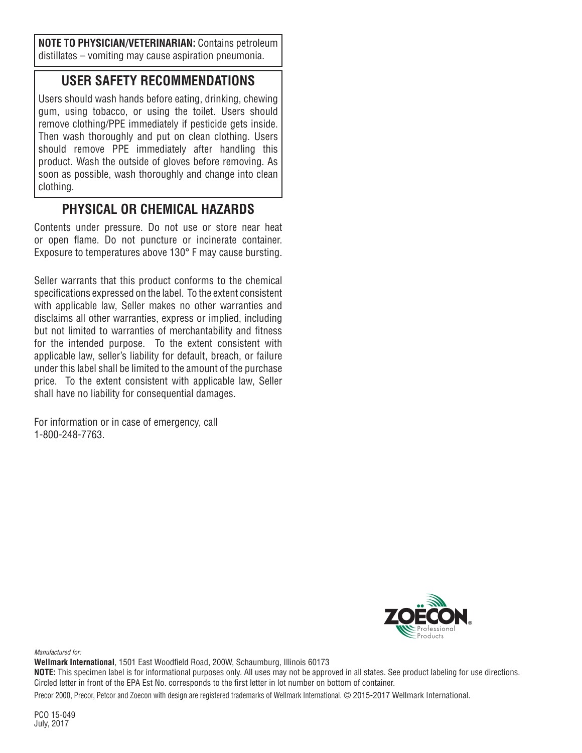**NOTE TO PHYSICIAN/VETERINARIAN:** Contains petroleum distillates – vomiting may cause aspiration pneumonia.

## USER SAFETY RECOMMENDATIONS

Users should wash hands before eating, drinking, chewing gum, using tobacco, or using the toilet. Users should remove clothing/PPE immediately if pesticide gets inside. Then wash thoroughly and put on clean clothing. Users should remove PPE immediately after handling this product. Wash the outside of gloves before removing. As soon as possible, wash thoroughly and change into clean clothing.

## PHYSICAL OR CHEMICAL HAZARDS

Contents under pressure. Do not use or store near heat or open flame. Do not puncture or incinerate container. Exposure to temperatures above 130° F may cause bursting.

Seller warrants that this product conforms to the chemical specifications expressed on the label. To the extent consistent with applicable law, Seller makes no other warranties and disclaims all other warranties, express or implied, including but not limited to warranties of merchantability and fitness for the intended purpose. To the extent consistent with applicable law, seller's liability for default, breach, or failure under this label shall be limited to the amount of the purchase price. To the extent consistent with applicable law, Seller shall have no liability for consequential damages.

For information or in case of emergency, call 1-800-248-7763.

ZOËCON Professional Products

*Manufactured for:*

**Wellmark International**, 1501 East Woodfield Road, 200W, Schaumburg, Illinois 60173

**NOTE:** This specimen label is for informational purposes only. All uses may not be approved in all states. See product labeling for use directions. Circled letter in front of the EPA Est No. corresponds to the first letter in lot number on bottom of container.

Precor 2000, Precor, Petcor and Zoecon with design are registered trademarks of Wellmark International. © 2015-2017 Wellmark International.

PCO 15-049
July, 2017